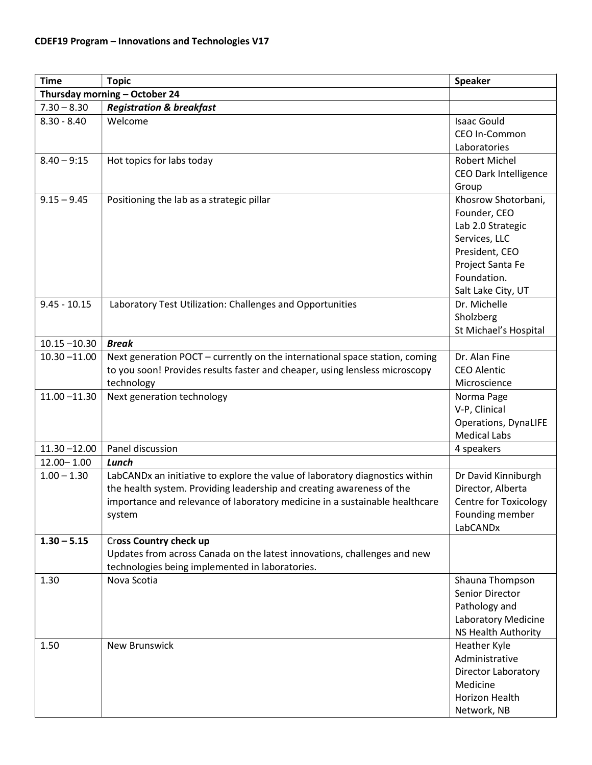**CDEF19 Program – Innovations and Technologies V17**

| Time | Topic | Speaker |
|---|---|---|
| **Thursday morning – October 24** | | |
| 7.30 – 8.30 | ***Registration & breakfast*** | |
| 8.30 - 8.40 | Welcome | Isaac Gould<br>CEO In-Common Laboratories |
| 8.40 – 9:15 | Hot topics for labs today | Robert Michel<br>CEO Dark Intelligence Group |
| 9.15 – 9.45 | Positioning the lab as a strategic pillar | Khosrow Shotorbani, Founder, CEO<br>Lab 2.0 Strategic Services, LLC<br>President, CEO<br>Project Santa Fe Foundation.<br>Salt Lake City, UT |
| 9.45 - 10.15 | Laboratory Test Utilization: Challenges and Opportunities | Dr. Michelle Sholzberg<br>St Michael's Hospital |
| 10.15 –10.30 | ***Break*** | |
| 10.30 –11.00 | Next generation POCT – currently on the international space station, coming to you soon! Provides results faster and cheaper, using lensless microscopy technology | Dr. Alan Fine<br>CEO Alentic Microscience |
| 11.00 –11.30 | Next generation technology | Norma Page<br>V-P, Clinical Operations, DynaLIFE Medical Labs |
| 11.30 –12.00 | Panel discussion | 4 speakers |
| 12.00– 1.00 | ***Lunch*** | |
| 1.00 – 1.30 | LabCANDx an initiative to explore the value of laboratory diagnostics within the health system. Providing leadership and creating awareness of the importance and relevance of laboratory medicine in a sustainable healthcare system | Dr David Kinniburgh<br>Director, Alberta Centre for Toxicology<br>Founding member LabCANDx |
| **1.30 – 5.15** | Cr**oss Country check up**<br>Updates from across Canada on the latest innovations, challenges and new technologies being implemented in laboratories. | |
| 1.30 | Nova Scotia | Shauna Thompson<br>Senior Director Pathology and Laboratory Medicine<br>NS Health Authority |
| 1.50 | New Brunswick | Heather Kyle<br>Administrative Director Laboratory Medicine<br>Horizon Health Network, NB |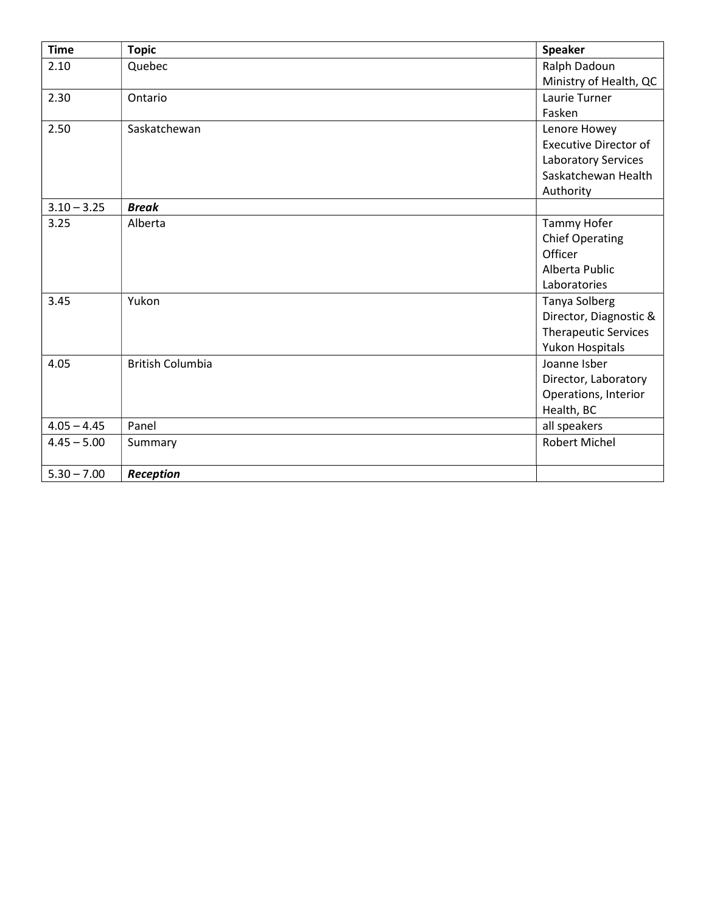| Time | Topic | Speaker |
|---|---|---|
| 2.10 | Quebec | Ralph Dadoun<br>Ministry of Health, QC |
| 2.30 | Ontario | Laurie Turner<br>Fasken |
| 2.50 | Saskatchewan | Lenore Howey<br>Executive Director of Laboratory Services<br>Saskatchewan Health Authority |
| 3.10 – 3.25 | ***Break*** | |
| 3.25 | Alberta | Tammy Hofer<br>Chief Operating Officer<br>Alberta Public Laboratories |
| 3.45 | Yukon | Tanya Solberg<br>Director, Diagnostic & Therapeutic Services<br>Yukon Hospitals |
| 4.05 | British Columbia | Joanne Isber<br>Director, Laboratory Operations, Interior Health, BC |
| 4.05 – 4.45 | Panel | all speakers |
| 4.45 – 5.00 | Summary | Robert Michel |
| 5.30 – 7.00 | ***Reception*** | |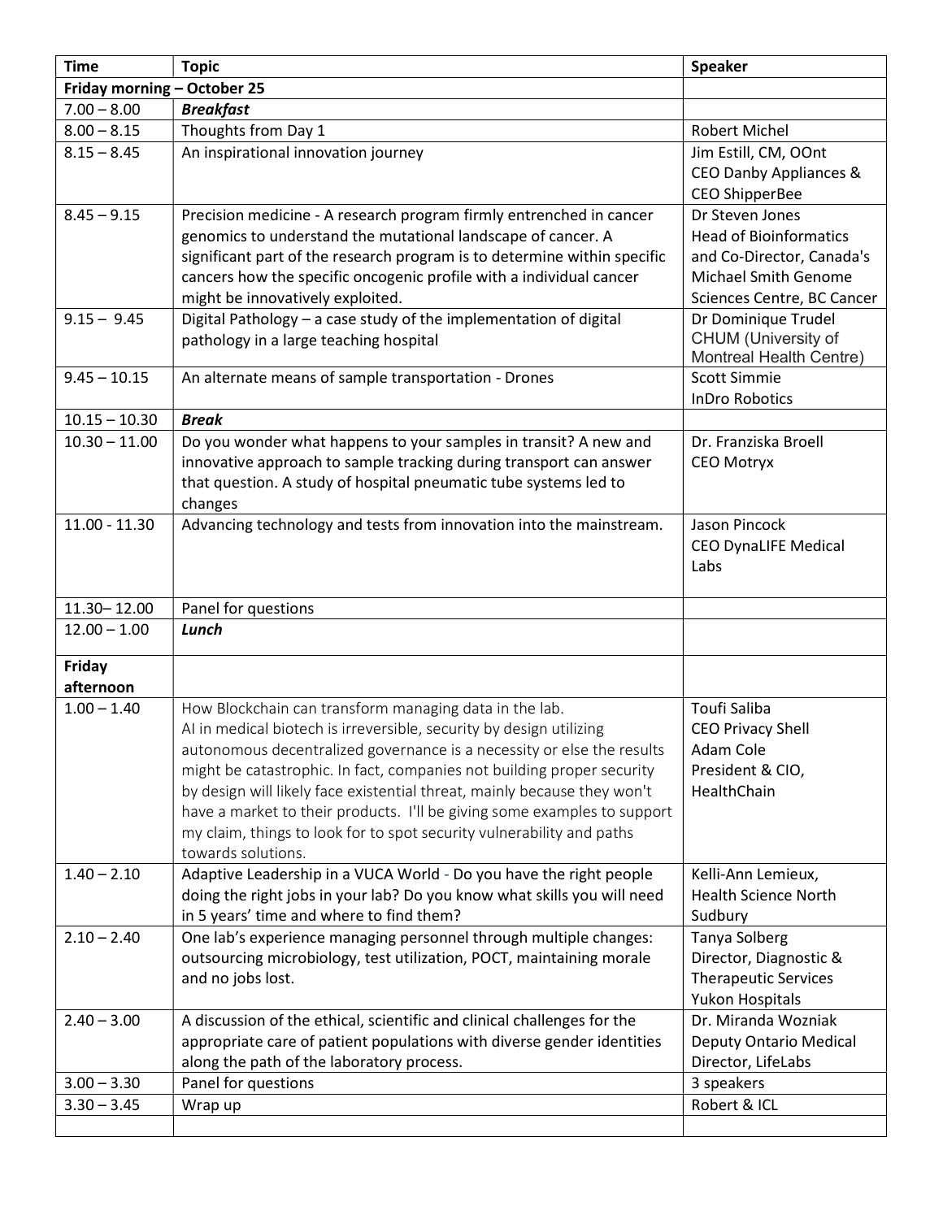| Time | Topic | Speaker |
| --- | --- | --- |
| **Friday morning – October 25** | | |
| 7.00 – 8.00 | ***Breakfast*** | |
| 8.00 – 8.15 | Thoughts from Day 1 | Robert Michel |
| 8.15 – 8.45 | An inspirational innovation journey | Jim Estill, CM, OOnt<br>CEO Danby Appliances & CEO ShipperBee |
| 8.45 – 9.15 | Precision medicine - A research program firmly entrenched in cancer genomics to understand the mutational landscape of cancer. A significant part of the research program is to determine within specific cancers how the specific oncogenic profile with a individual cancer might be innovatively exploited. | Dr Steven Jones<br>Head of Bioinformatics and Co-Director, Canada's Michael Smith Genome Sciences Centre, BC Cancer |
| 9.15 – 9.45 | Digital Pathology – a case study of the implementation of digital pathology in a large teaching hospital | Dr Dominique Trudel<br>CHUM (University of Montreal Health Centre) |
| 9.45 – 10.15 | An alternate means of sample transportation - Drones | Scott Simmie<br>InDro Robotics |
| 10.15 – 10.30 | ***Break*** | |
| 10.30 – 11.00 | Do you wonder what happens to your samples in transit? A new and innovative approach to sample tracking during transport can answer that question. A study of hospital pneumatic tube systems led to changes | Dr. Franziska Broell<br>CEO Motryx |
| 11.00 - 11.30 | Advancing technology and tests from innovation into the mainstream. | Jason Pincock<br>CEO DynaLIFE Medical Labs |
| 11.30– 12.00 | Panel for questions | |
| 12.00 – 1.00 | ***Lunch*** | |
| **Friday afternoon** | | |
| 1.00 – 1.40 | How Blockchain can transform managing data in the lab.<br>AI in medical biotech is irreversible, security by design utilizing autonomous decentralized governance is a necessity or else the results might be catastrophic. In fact, companies not building proper security by design will likely face existential threat, mainly because they won't have a market to their products. I'll be giving some examples to support my claim, things to look for to spot security vulnerability and paths towards solutions. | Toufi Saliba<br>CEO Privacy Shell<br>Adam Cole<br>President & CIO, HealthChain |
| 1.40 – 2.10 | Adaptive Leadership in a VUCA World - Do you have the right people doing the right jobs in your lab? Do you know what skills you will need in 5 years' time and where to find them? | Kelli-Ann Lemieux,<br>Health Science North Sudbury |
| 2.10 – 2.40 | One lab's experience managing personnel through multiple changes: outsourcing microbiology, test utilization, POCT, maintaining morale and no jobs lost. | Tanya Solberg<br>Director, Diagnostic & Therapeutic Services<br>Yukon Hospitals |
| 2.40 – 3.00 | A discussion of the ethical, scientific and clinical challenges for the appropriate care of patient populations with diverse gender identities along the path of the laboratory process. | Dr. Miranda Wozniak<br>Deputy Ontario Medical Director, LifeLabs |
| 3.00 – 3.30 | Panel for questions | 3 speakers |
| 3.30 – 3.45 | Wrap up | Robert & ICL |
| | | |